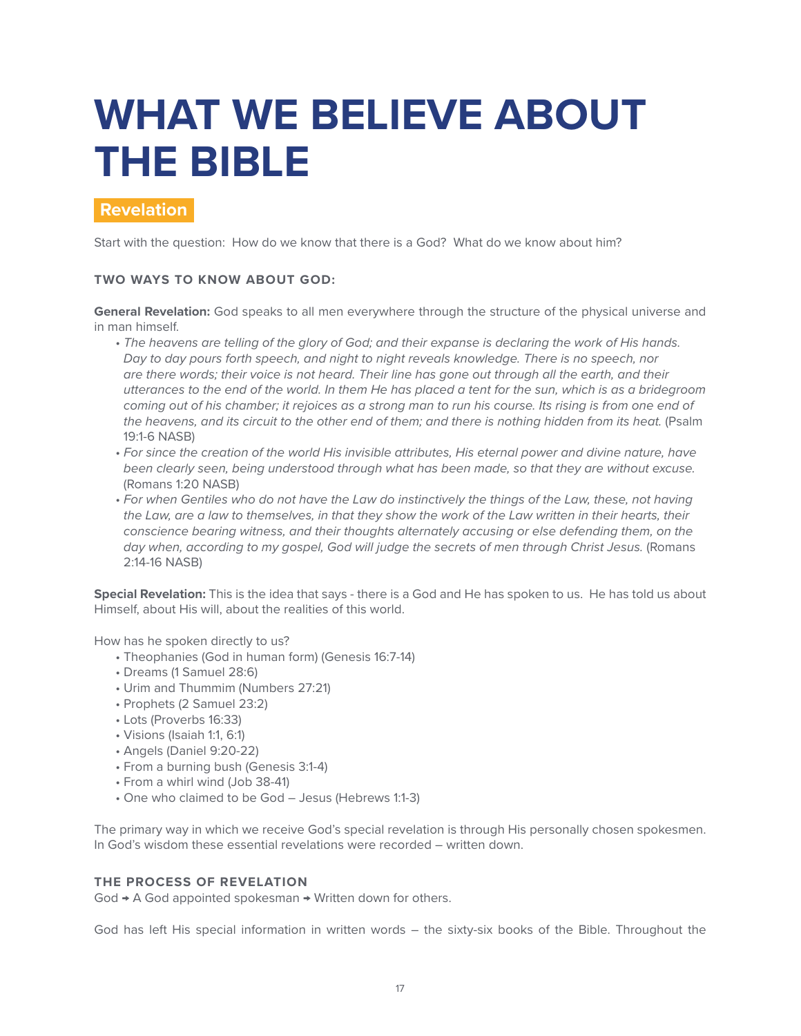# WHAT WE BELIEVE ABOUT THE BIBLE

## Revelation

Start with the question: How do we know that there is a God? What do we know about him?

### TWO WAYS TO KNOW ABOUT GOD:

**General Revelation:** God speaks to all men everywhere through the structure of the physical universe and in man himself.

- *The heavens are telling of the glory of God; and their expanse is declaring the work of His hands. Day to day pours forth speech, and night to night reveals knowledge. There is no speech, nor are there words; their voice is not heard. Their line has gone out through all the earth, and their utterances to the end of the world. In them He has placed a tent for the sun, which is as a bridegroom coming out of his chamber; it rejoices as a strong man to run his course. Its rising is from one end of the heavens, and its circuit to the other end of them; and there is nothing hidden from its heat.* (Psalm 19:1-6 NASB)
- *For since the creation of the world His invisible attributes, His eternal power and divine nature, have been clearly seen, being understood through what has been made, so that they are without excuse.* (Romans 1:20 NASB)
- *For when Gentiles who do not have the Law do instinctively the things of the Law, these, not having the Law, are a law to themselves, in that they show the work of the Law written in their hearts, their conscience bearing witness, and their thoughts alternately accusing or else defending them, on the day when, according to my gospel, God will judge the secrets of men through Christ Jesus.* (Romans 2:14-16 NASB)

**Special Revelation:** This is the idea that says - there is a God and He has spoken to us. He has told us about Himself, about His will, about the realities of this world.

How has he spoken directly to us?

- Theophanies (God in human form) (Genesis 16:7-14)
- Dreams (1 Samuel 28:6)
- Urim and Thummim (Numbers 27:21)
- Prophets (2 Samuel 23:2)
- Lots (Proverbs 16:33)
- Visions (Isaiah 1:1, 6:1)
- Angels (Daniel 9:20-22)
- From a burning bush (Genesis 3:1-4)
- From a whirl wind (Job 38-41)
- One who claimed to be God – Jesus (Hebrews 1:1-3)

The primary way in which we receive God's special revelation is through His personally chosen spokesmen. In God's wisdom these essential revelations were recorded – written down.

### THE PROCESS OF REVELATION

God ➔ A God appointed spokesman ➔ Written down for others.

God has left His special information in written words – the sixty-six books of the Bible. Throughout the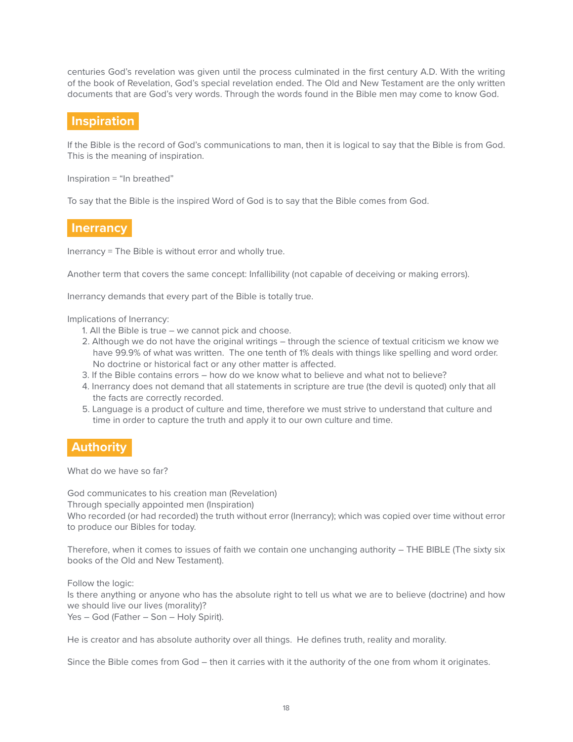centuries God's revelation was given until the process culminated in the first century A.D. With the writing of the book of Revelation, God's special revelation ended. The Old and New Testament are the only written documents that are God's very words. Through the words found in the Bible men may come to know God.

## Inspiration

If the Bible is the record of God's communications to man, then it is logical to say that the Bible is from God. This is the meaning of inspiration.

Inspiration = "In breathed"

To say that the Bible is the inspired Word of God is to say that the Bible comes from God.

## Inerrancy

Inerrancy = The Bible is without error and wholly true.

Another term that covers the same concept: Infallibility (not capable of deceiving or making errors).

Inerrancy demands that every part of the Bible is totally true.

Implications of Inerrancy:

1. All the Bible is true – we cannot pick and choose.
2. Although we do not have the original writings – through the science of textual criticism we know we have 99.9% of what was written. The one tenth of 1% deals with things like spelling and word order. No doctrine or historical fact or any other matter is affected.
3. If the Bible contains errors – how do we know what to believe and what not to believe?
4. Inerrancy does not demand that all statements in scripture are true (the devil is quoted) only that all the facts are correctly recorded.
5. Language is a product of culture and time, therefore we must strive to understand that culture and time in order to capture the truth and apply it to our own culture and time.

## Authority

What do we have so far?

God communicates to his creation man (Revelation)
Through specially appointed men (Inspiration)
Who recorded (or had recorded) the truth without error (Inerrancy); which was copied over time without error to produce our Bibles for today.

Therefore, when it comes to issues of faith we contain one unchanging authority – THE BIBLE (The sixty six books of the Old and New Testament).

Follow the logic:
Is there anything or anyone who has the absolute right to tell us what we are to believe (doctrine) and how we should live our lives (morality)?
Yes – God (Father – Son – Holy Spirit).

He is creator and has absolute authority over all things. He defines truth, reality and morality.

Since the Bible comes from God – then it carries with it the authority of the one from whom it originates.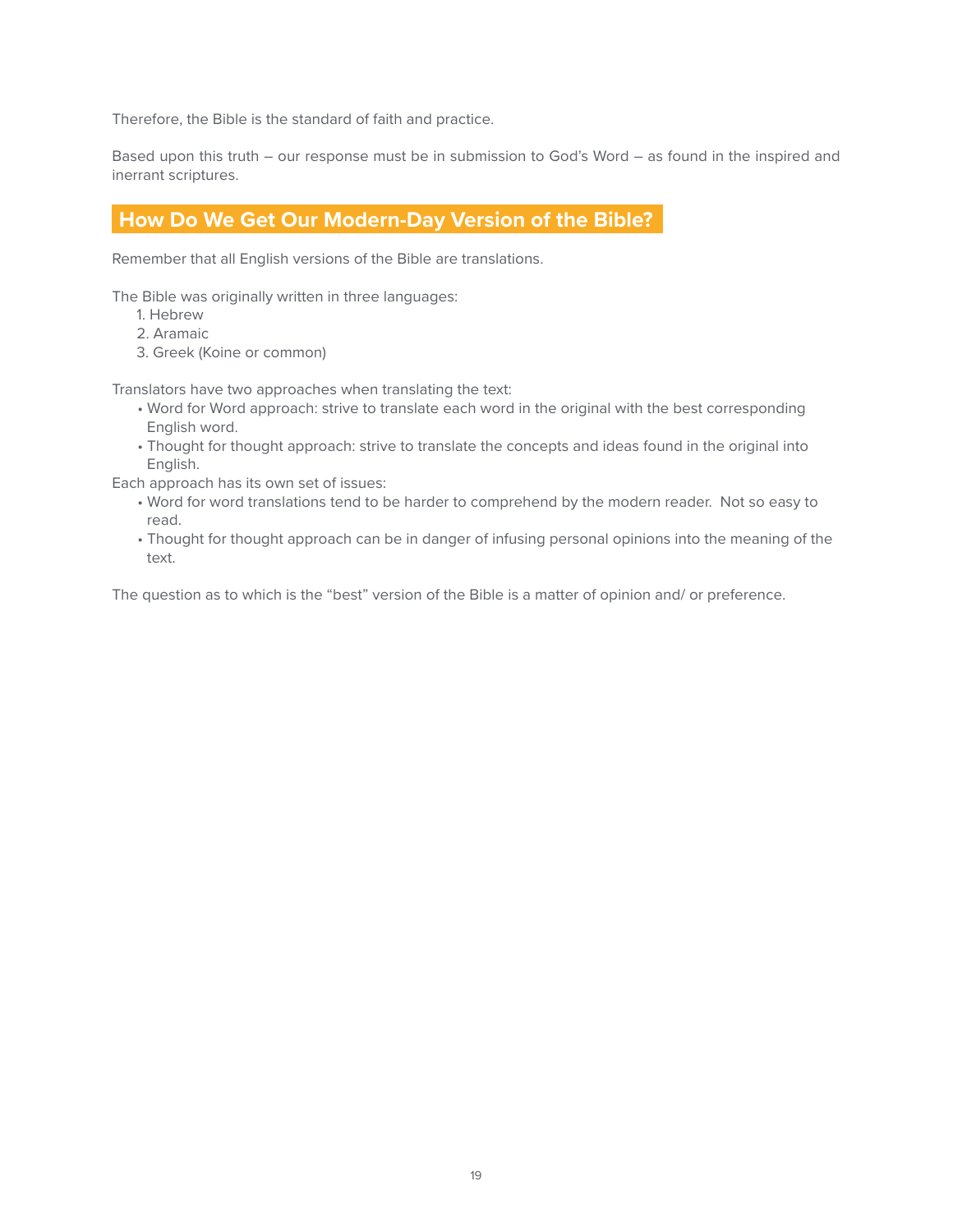Therefore, the Bible is the standard of faith and practice.

Based upon this truth – our response must be in submission to God's Word – as found in the inspired and inerrant scriptures.

## How Do We Get Our Modern-Day Version of the Bible?

Remember that all English versions of the Bible are translations.

The Bible was originally written in three languages:

1. Hebrew
2. Aramaic
3. Greek (Koine or common)

Translators have two approaches when translating the text:

- Word for Word approach: strive to translate each word in the original with the best corresponding English word.
- Thought for thought approach: strive to translate the concepts and ideas found in the original into English.

Each approach has its own set of issues:

- Word for word translations tend to be harder to comprehend by the modern reader. Not so easy to read.
- Thought for thought approach can be in danger of infusing personal opinions into the meaning of the text.

The question as to which is the "best" version of the Bible is a matter of opinion and/ or preference.